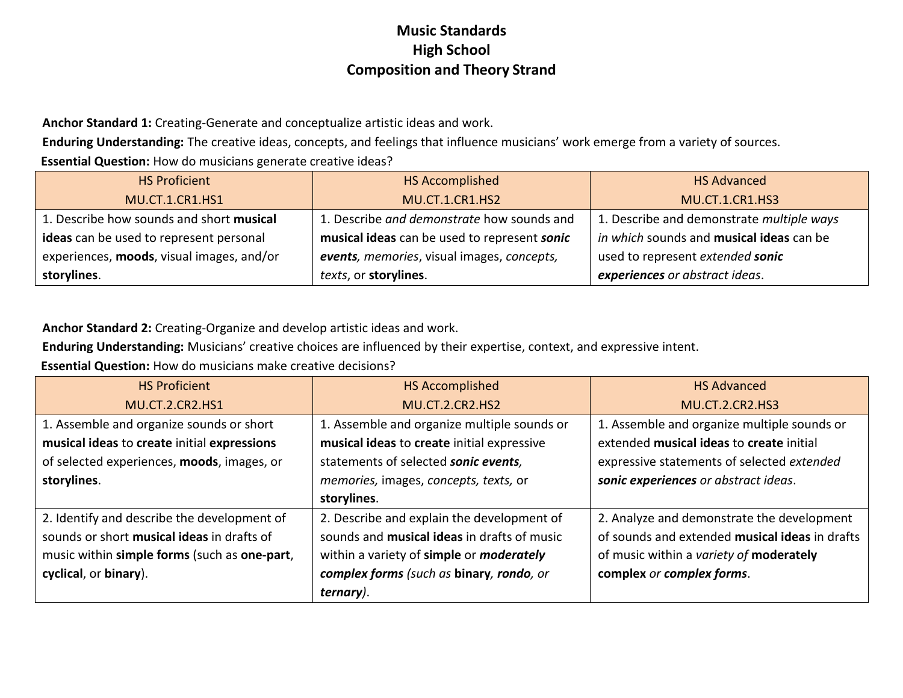# Music Standards
## High School
## Composition and Theory Strand

**Anchor Standard 1:** Creating-Generate and conceptualize artistic ideas and work.

**Enduring Understanding:** The creative ideas, concepts, and feelings that influence musicians' work emerge from a variety of sources.

**Essential Question:** How do musicians generate creative ideas?

| HS Proficient<br>MU.CT.1.CR1.HS1 | HS Accomplished<br>MU.CT.1.CR1.HS2 | HS Advanced<br>MU.CT.1.CR1.HS3 |
|---|---|---|
| 1. Describe how sounds and short **musical ideas** can be used to represent personal experiences, **moods**, visual images, and/or **storylines**. | 1. Describe *and demonstrate* how sounds and **musical ideas** can be used to represent ***sonic events****, memories*, visual images, *concepts, texts*, or **storylines**. | 1. Describe and demonstrate *multiple ways in which* sounds and **musical ideas** can be used to represent *extended* ***sonic experiences*** *or abstract ideas*. |

**Anchor Standard 2:** Creating-Organize and develop artistic ideas and work.

**Enduring Understanding:** Musicians' creative choices are influenced by their expertise, context, and expressive intent.

**Essential Question:** How do musicians make creative decisions?

| HS Proficient<br>MU.CT.2.CR2.HS1 | HS Accomplished<br>MU.CT.2.CR2.HS2 | HS Advanced<br>MU.CT.2.CR2.HS3 |
|---|---|---|
| 1. Assemble and organize sounds or short **musical ideas** to **create** initial **expressions** of selected experiences, **moods**, images, or **storylines**. | 1. Assemble and organize multiple sounds or **musical ideas** to **create** initial expressive statements of selected ***sonic events,*** *memories,* images, *concepts, texts,* or **storylines**. | 1. Assemble and organize multiple sounds or extended **musical ideas** to **create** initial expressive statements of selected *extended* ***sonic experiences*** *or abstract ideas*. |
| 2. Identify and describe the development of sounds or short **musical ideas** in drafts of music within **simple forms** (such as **one-part**, **cyclical**, or **binary**). | 2. Describe and explain the development of sounds and **musical ideas** in drafts of music within a variety of **simple** or ***moderately complex forms*** *(such as* **binary***,* ***rondo****, or* ***ternary****)*. | 2. Analyze and demonstrate the development of sounds and extended **musical ideas** in drafts of music within a *variety of* **moderately complex** *or* ***complex forms***. |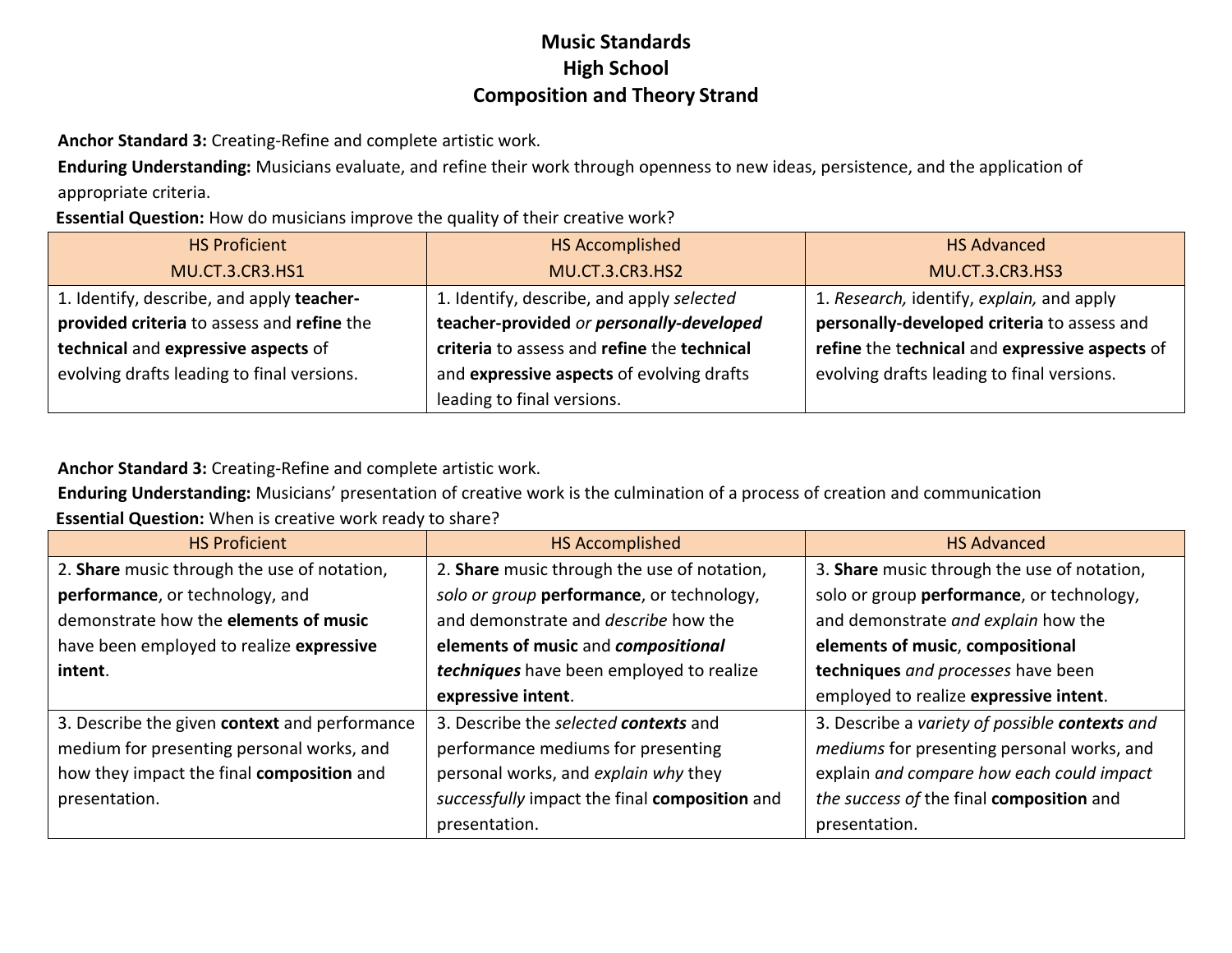# Music Standards
## High School
## Composition and Theory Strand

**Anchor Standard 3:** Creating-Refine and complete artistic work.

**Enduring Understanding:** Musicians evaluate, and refine their work through openness to new ideas, persistence, and the application of appropriate criteria.

**Essential Question:** How do musicians improve the quality of their creative work?

| HS Proficient<br>MU.CT.3.CR3.HS1 | HS Accomplished<br>MU.CT.3.CR3.HS2 | HS Advanced<br>MU.CT.3.CR3.HS3 |
|---|---|---|
| 1. Identify, describe, and apply **teacher-provided criteria** to assess and **refine** the **technical** and **expressive aspects** of evolving drafts leading to final versions. | 1. Identify, describe, and apply *selected* **teacher-provided** *or* ***personally-developed*** **criteria** to assess and **refine** the **technical** and **expressive aspects** of evolving drafts leading to final versions. | 1. *Research,* identify, *explain,* and apply **personally-developed criteria** to assess and **refine** the t**echnical** and **expressive aspects** of evolving drafts leading to final versions. |

**Anchor Standard 3:** Creating-Refine and complete artistic work.

**Enduring Understanding:** Musicians' presentation of creative work is the culmination of a process of creation and communication

**Essential Question:** When is creative work ready to share?

| HS Proficient | HS Accomplished | HS Advanced |
|---|---|---|
| 2. **Share** music through the use of notation, **performance**, or technology, and demonstrate how the **elements of music** have been employed to realize **expressive intent**. | 2. **Share** music through the use of notation, *solo or group* **performance**, or technology, and demonstrate and *describe* how the **elements of music** and ***compositional techniques*** have been employed to realize **expressive intent**. | 3. **Share** music through the use of notation, solo or group **performance**, or technology, and demonstrate *and explain* how the **elements of music**, **compositional techniques** *and processes* have been employed to realize **expressive intent**. |
| 3. Describe the given **context** and performance medium for presenting personal works, and how they impact the final **composition** and presentation. | 3. Describe the *selected* ***contexts*** and performance mediums for presenting personal works, and *explain why* they *successfully* impact the final **composition** and presentation. | 3. Describe a *variety of possible* ***contexts*** *and mediums* for presenting personal works, and explain *and compare how each could impact the success of* the final **composition** and presentation. |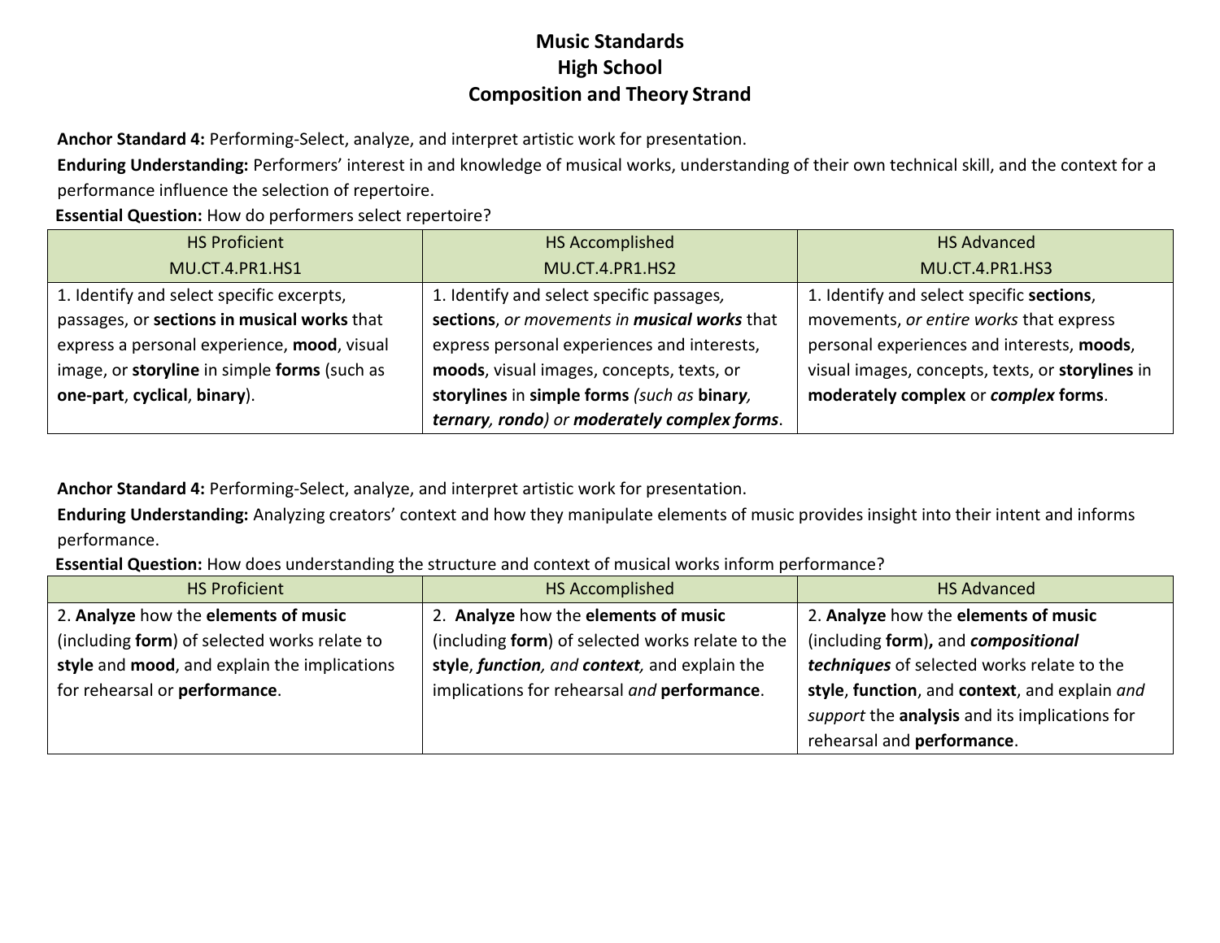# Music Standards
# High School
# Composition and Theory Strand

**Anchor Standard 4:** Performing-Select, analyze, and interpret artistic work for presentation.

**Enduring Understanding:** Performers' interest in and knowledge of musical works, understanding of their own technical skill, and the context for a performance influence the selection of repertoire.

**Essential Question:** How do performers select repertoire?

| HS Proficient<br>MU.CT.4.PR1.HS1 | HS Accomplished<br>MU.CT.4.PR1.HS2 | HS Advanced<br>MU.CT.4.PR1.HS3 |
|---|---|---|
| 1. Identify and select specific excerpts, passages, or **sections in musical works** that express a personal experience, **mood**, visual image, or **storyline** in simple **forms** (such as **one-part**, **cyclical**, **binary**). | 1. Identify and select specific passages*,* **sections**, *or movements in* ***musical works*** that express personal experiences and interests, **moods**, visual images, concepts, texts, or **storylines** in **simple forms** *(such as* ***binary, ternary, rondo****) or* ***moderately complex forms***. | 1. Identify and select specific **sections**, movements, *or entire works* that express personal experiences and interests, **moods**, visual images, concepts, texts, or **storylines** in **moderately complex** or ***complex*** **forms**. |

**Anchor Standard 4:** Performing-Select, analyze, and interpret artistic work for presentation.

**Enduring Understanding:** Analyzing creators' context and how they manipulate elements of music provides insight into their intent and informs performance.

**Essential Question:** How does understanding the structure and context of musical works inform performance?

| HS Proficient | HS Accomplished | HS Advanced |
|---|---|---|
| 2. **Analyze** how the **elements of music** (including **form**) of selected works relate to **style** and **mood**, and explain the implications for rehearsal or **performance**. | 2. **Analyze** how the **elements of music** (including **form**) of selected works relate to the **style**, ***function****, and* ***context****,* and explain the implications for rehearsal *and* **performance**. | 2. **Analyze** how the **elements of music** (including **form**)**,** and ***compositional techniques*** of selected works relate to the **style**, **function**, and **context**, and explain *and support* the **analysis** and its implications for rehearsal and **performance**. |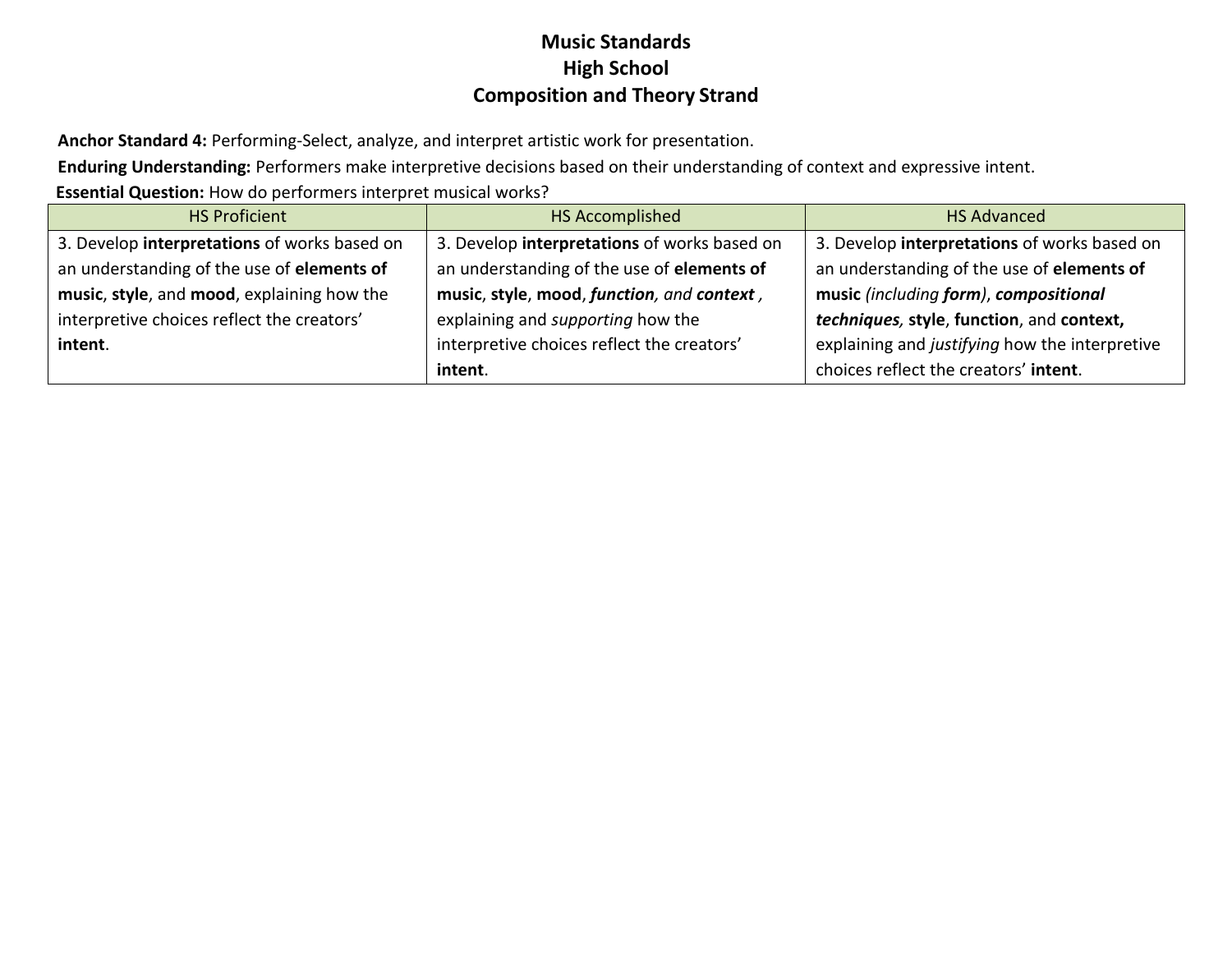# Music Standards
## High School
## Composition and Theory Strand

**Anchor Standard 4:** Performing-Select, analyze, and interpret artistic work for presentation.

**Enduring Understanding:** Performers make interpretive decisions based on their understanding of context and expressive intent.

**Essential Question:** How do performers interpret musical works?

| HS Proficient | HS Accomplished | HS Advanced |
|---|---|---|
| 3. Develop **interpretations** of works based on an understanding of the use of **elements of music**, **style**, and **mood**, explaining how the interpretive choices reflect the creators' **intent**. | 3. Develop **interpretations** of works based on an understanding of the use of **elements of music**, **style**, **mood**, ***function,*** *and* ***context*** *,* explaining and *supporting* how the interpretive choices reflect the creators' **intent**. | 3. Develop **interpretations** of works based on an understanding of the use of **elements of music** *(including* ***form****)*, ***compositional techniques,*** **style**, **function**, and **context,** explaining and *justifying* how the interpretive choices reflect the creators' **intent**. |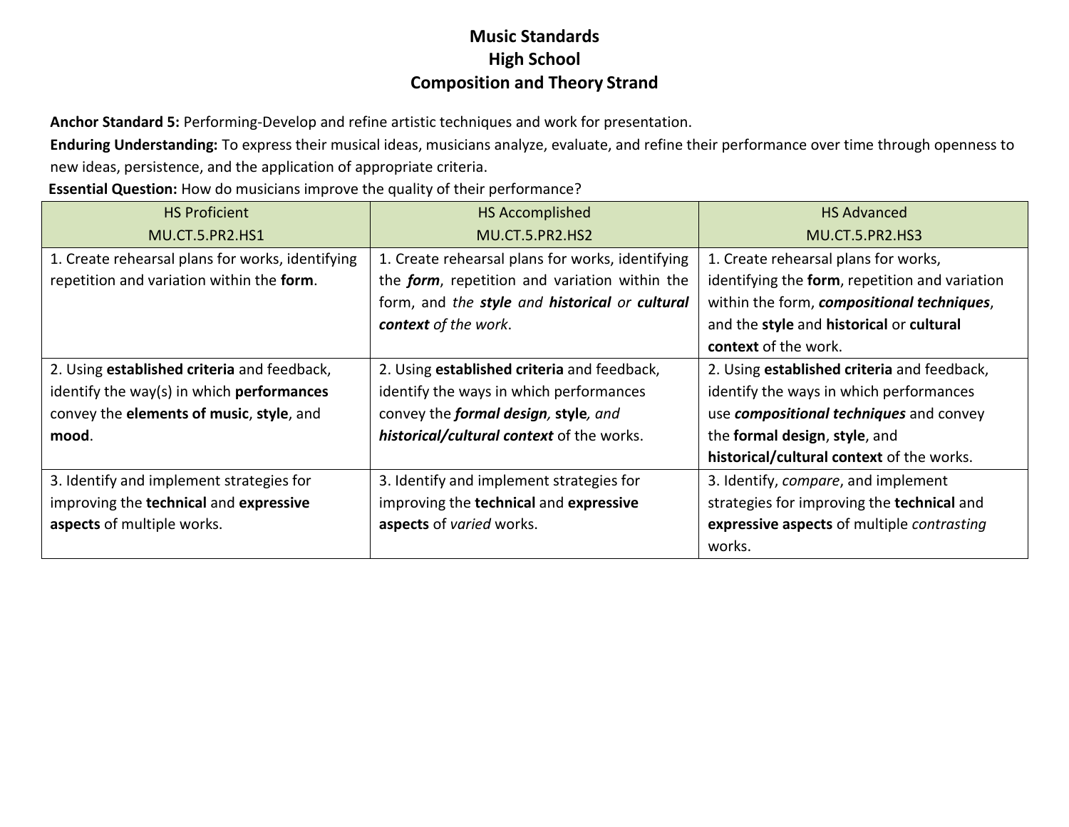# Music Standards
## High School
## Composition and Theory Strand

**Anchor Standard 5:** Performing-Develop and refine artistic techniques and work for presentation.

**Enduring Understanding:** To express their musical ideas, musicians analyze, evaluate, and refine their performance over time through openness to new ideas, persistence, and the application of appropriate criteria.

**Essential Question:** How do musicians improve the quality of their performance?

| HS Proficient<br>MU.CT.5.PR2.HS1 | HS Accomplished<br>MU.CT.5.PR2.HS2 | HS Advanced<br>MU.CT.5.PR2.HS3 |
|---|---|---|
| 1. Create rehearsal plans for works, identifying repetition and variation within the **form**. | 1. Create rehearsal plans for works, identifying the ***form***, repetition and variation within the form, and *the **style** and **historical** or **cultural context** of the work*. | 1. Create rehearsal plans for works, identifying the **form**, repetition and variation within the form, ***compositional techniques***, and the **style** and **historical** or **cultural context** of the work. |
| 2. Using **established criteria** and feedback, identify the way(s) in which **performances** convey the **elements of music**, **style**, and **mood**. | 2. Using **established criteria** and feedback, identify the ways in which performances convey the ***formal design,*** **style***, and **historical/cultural context*** of the works. | 2. Using **established criteria** and feedback, identify the ways in which performances use ***compositional techniques*** and convey the **formal design**, **style**, and **historical/cultural context** of the works. |
| 3. Identify and implement strategies for improving the **technical** and **expressive aspects** of multiple works. | 3. Identify and implement strategies for improving the **technical** and **expressive aspects** of *varied* works. | 3. Identify, *compare*, and implement strategies for improving the **technical** and **expressive aspects** of multiple *contrasting* works. |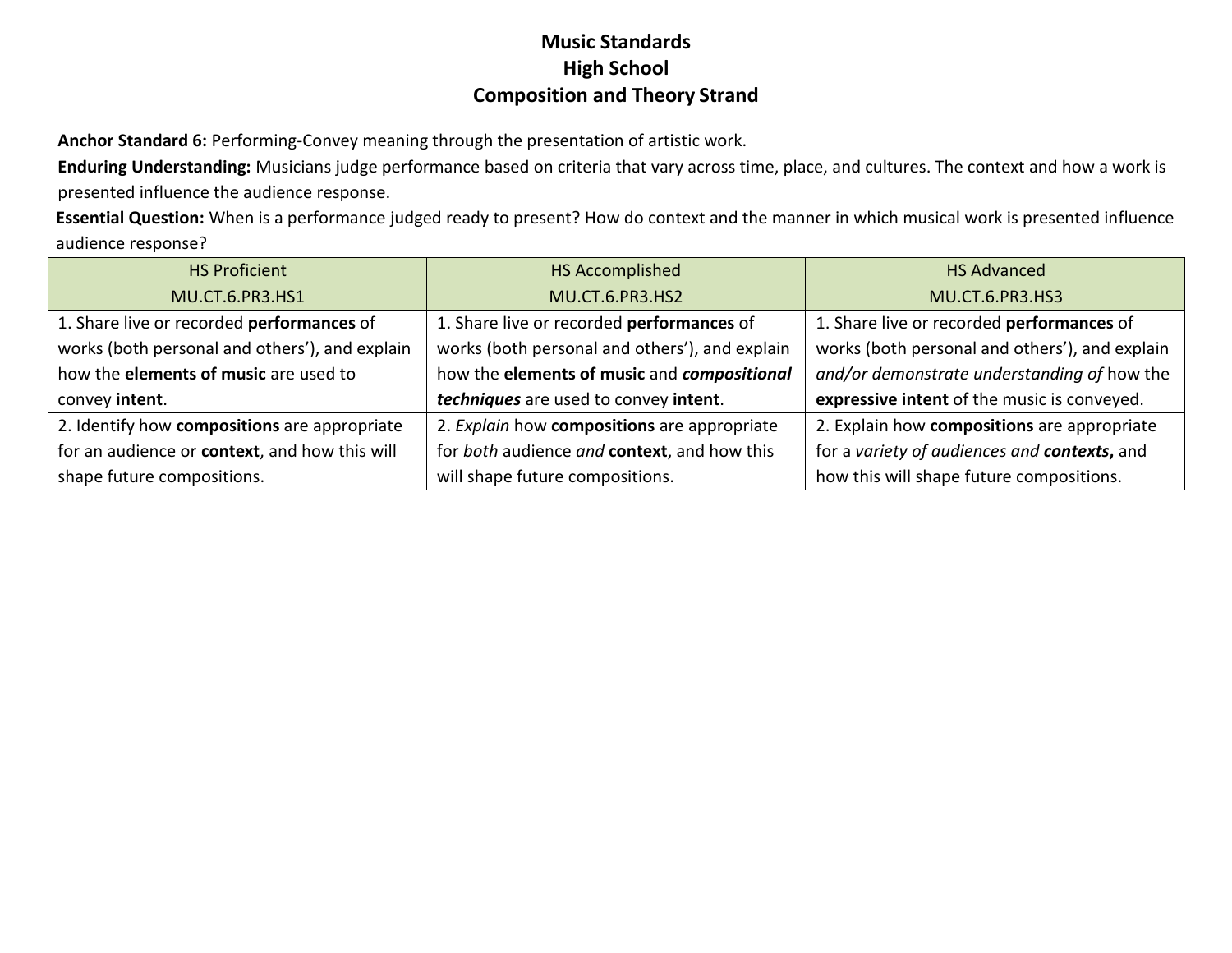# Music Standards
## High School
## Composition and Theory Strand

**Anchor Standard 6:** Performing-Convey meaning through the presentation of artistic work.

**Enduring Understanding:** Musicians judge performance based on criteria that vary across time, place, and cultures. The context and how a work is presented influence the audience response.

**Essential Question:** When is a performance judged ready to present? How do context and the manner in which musical work is presented influence audience response?

| HS Proficient<br>MU.CT.6.PR3.HS1 | HS Accomplished<br>MU.CT.6.PR3.HS2 | HS Advanced<br>MU.CT.6.PR3.HS3 |
|---|---|---|
| 1. Share live or recorded **performances** of works (both personal and others'), and explain how the **elements of music** are used to convey **intent**. | 1. Share live or recorded **performances** of works (both personal and others'), and explain how the **elements of music** and ***compositional techniques*** are used to convey **intent**. | 1. Share live or recorded **performances** of works (both personal and others'), and explain *and/or demonstrate understanding of* how the **expressive intent** of the music is conveyed. |
| 2. Identify how **compositions** are appropriate for an audience or **context**, and how this will shape future compositions. | 2. *Explain* how **compositions** are appropriate for *both* audience *and* **context**, and how this will shape future compositions. | 2. Explain how **compositions** are appropriate for a *variety of audiences and **contexts**,* and how this will shape future compositions. |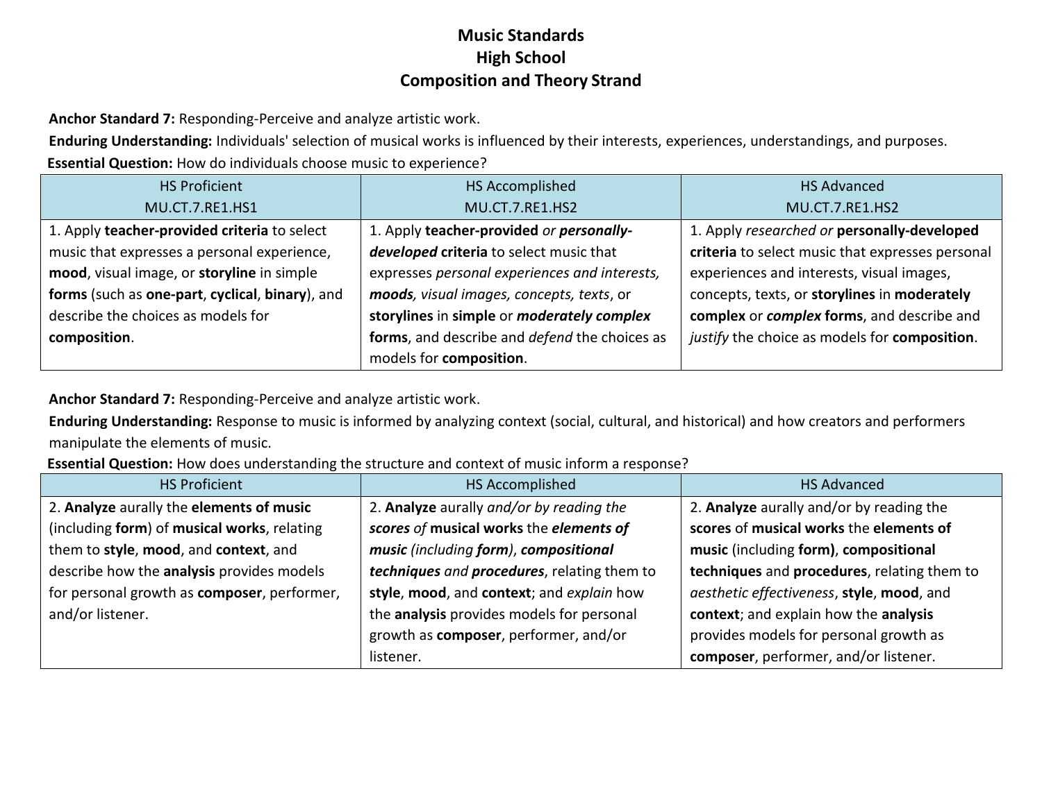# Music Standards
## High School
## Composition and Theory Strand

**Anchor Standard 7:** Responding-Perceive and analyze artistic work.

**Enduring Understanding:** Individuals' selection of musical works is influenced by their interests, experiences, understandings, and purposes.

**Essential Question:** How do individuals choose music to experience?

| HS Proficient<br>MU.CT.7.RE1.HS1 | HS Accomplished<br>MU.CT.7.RE1.HS2 | HS Advanced<br>MU.CT.7.RE1.HS2 |
|---|---|---|
| 1. Apply **teacher-provided criteria** to select music that expresses a personal experience, **mood**, visual image, or **storyline** in simple **forms** (such as **one-part**, **cyclical**, **binary**), and describe the choices as models for **composition**. | 1. Apply **teacher-provided** *or **personally-developed*** **criteria** to select music that expresses *personal experiences and interests, **moods**, visual images, concepts, texts*, or **storylines** in **simple** or ***moderately complex*** **forms**, and describe and *defend* the choices as models for **composition**. | 1. Apply *researched or* **personally-developed criteria** to select music that expresses personal experiences and interests, visual images, concepts, texts, or **storylines** in **moderately complex** or ***complex*** **forms**, and describe and *justify* the choice as models for **composition**. |

**Anchor Standard 7:** Responding-Perceive and analyze artistic work.

**Enduring Understanding:** Response to music is informed by analyzing context (social, cultural, and historical) and how creators and performers manipulate the elements of music.

**Essential Question:** How does understanding the structure and context of music inform a response?

| HS Proficient | HS Accomplished | HS Advanced |
|---|---|---|
| 2. **Analyze** aurally the **elements of music** (including **form**) of **musical works**, relating them to **style**, **mood**, and **context**, and describe how the **analysis** provides models for personal growth as **composer**, performer, and/or listener. | 2. **Analyze** aurally *and/or by reading the **scores** of* **musical works** the ***elements of music*** *(including **form**)*, ***compositional techniques*** *and **procedures***, relating them to **style**, **mood**, and **context**; and *explain* how the **analysis** provides models for personal growth as **composer**, performer, and/or listener. | 2. **Analyze** aurally and/or by reading the **scores** of **musical works** the **elements of music** (including **form)**, **compositional techniques** and **procedures**, relating them to *aesthetic effectiveness*, **style**, **mood**, and **context**; and explain how the **analysis** provides models for personal growth as **composer**, performer, and/or listener. |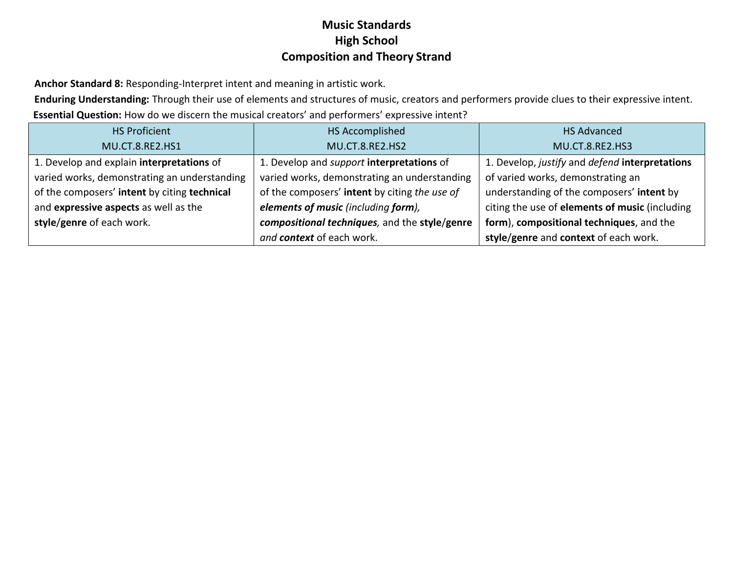# Music Standards
## High School
## Composition and Theory Strand

**Anchor Standard 8:** Responding-Interpret intent and meaning in artistic work.

**Enduring Understanding:** Through their use of elements and structures of music, creators and performers provide clues to their expressive intent.

**Essential Question:** How do we discern the musical creators' and performers' expressive intent?

| HS Proficient<br>MU.CT.8.RE2.HS1 | HS Accomplished<br>MU.CT.8.RE2.HS2 | HS Advanced<br>MU.CT.8.RE2.HS3 |
|---|---|---|
| 1. Develop and explain **interpretations** of varied works, demonstrating an understanding of the composers' **intent** by citing **technical** and **expressive aspects** as well as the **style**/**genre** of each work. | 1. Develop and *support* **interpretations** of varied works, demonstrating an understanding of the composers' **intent** by citing *the use of **elements of music** (including **form**), **compositional techniques**,* and the **style**/**genre** *and **context*** of each work. | 1. Develop, *justify* and *defend* **interpretations** of varied works, demonstrating an understanding of the composers' **intent** by citing the use of **elements of music** (including **form**), **compositional techniques**, and the **style**/**genre** and **context** of each work. |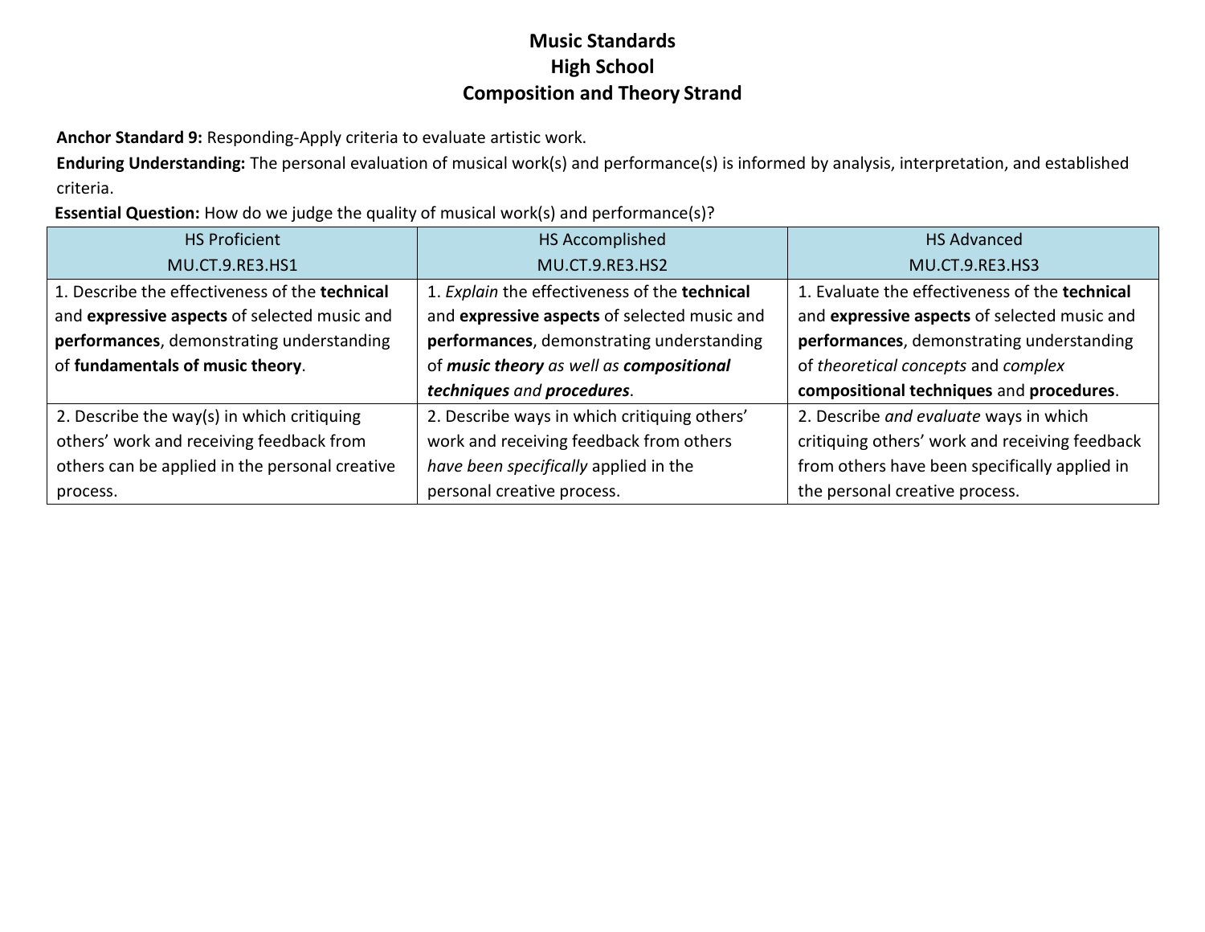# Music Standards
## High School
## Composition and Theory Strand

**Anchor Standard 9:** Responding-Apply criteria to evaluate artistic work.

**Enduring Understanding:** The personal evaluation of musical work(s) and performance(s) is informed by analysis, interpretation, and established criteria.

**Essential Question:** How do we judge the quality of musical work(s) and performance(s)?

| HS Proficient<br>MU.CT.9.RE3.HS1 | HS Accomplished<br>MU.CT.9.RE3.HS2 | HS Advanced<br>MU.CT.9.RE3.HS3 |
|---|---|---|
| 1. Describe the effectiveness of the **technical** and **expressive aspects** of selected music and **performances**, demonstrating understanding of **fundamentals of music theory**. | 1. *Explain* the effectiveness of the **technical** and **expressive aspects** of selected music and **performances**, demonstrating understanding of ***music theory*** *as well as* ***compositional techniques*** *and* ***procedures***. | 1. Evaluate the effectiveness of the **technical** and **expressive aspects** of selected music and **performances**, demonstrating understanding of *theoretical concepts* and *complex* **compositional techniques** and **procedures**. |
| 2. Describe the way(s) in which critiquing others' work and receiving feedback from others can be applied in the personal creative process. | 2. Describe ways in which critiquing others' work and receiving feedback from others *have been specifically* applied in the personal creative process. | 2. Describe *and evaluate* ways in which critiquing others' work and receiving feedback from others have been specifically applied in the personal creative process. |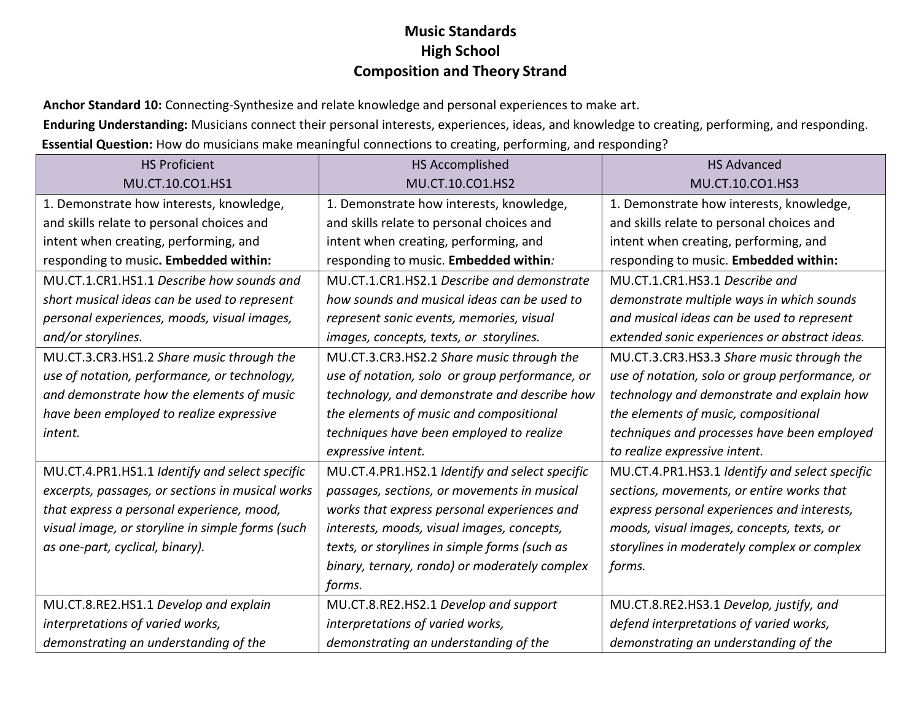# Music Standards
## High School
## Composition and Theory Strand

**Anchor Standard 10:** Connecting-Synthesize and relate knowledge and personal experiences to make art.

**Enduring Understanding:** Musicians connect their personal interests, experiences, ideas, and knowledge to creating, performing, and responding.

**Essential Question:** How do musicians make meaningful connections to creating, performing, and responding?

| HS Proficient<br>MU.CT.10.CO1.HS1 | HS Accomplished<br>MU.CT.10.CO1.HS2 | HS Advanced<br>MU.CT.10.CO1.HS3 |
|---|---|---|
| 1. Demonstrate how interests, knowledge, and skills relate to personal choices and intent when creating, performing, and responding to music**. Embedded within:** | 1. Demonstrate how interests, knowledge, and skills relate to personal choices and intent when creating, performing, and responding to music. **Embedded within***:* | 1. Demonstrate how interests, knowledge, and skills relate to personal choices and intent when creating, performing, and responding to music. **Embedded within:** |
| MU.CT.1.CR1.HS1.1 *Describe how sounds and short musical ideas can be used to represent personal experiences, moods, visual images, and/or storylines.* | MU.CT.1.CR1.HS2.1 *Describe and demonstrate how sounds and musical ideas can be used to represent sonic events, memories, visual images, concepts, texts, or storylines.* | MU.CT.1.CR1.HS3.1 *Describe and demonstrate multiple ways in which sounds and musical ideas can be used to represent extended sonic experiences or abstract ideas.* |
| MU.CT.3.CR3.HS1.2 *Share music through the use of notation, performance, or technology, and demonstrate how the elements of music have been employed to realize expressive intent.* | MU.CT.3.CR3.HS2.2 *Share music through the use of notation, solo or group performance, or technology, and demonstrate and describe how the elements of music and compositional techniques have been employed to realize expressive intent.* | MU.CT.3.CR3.HS3.3 *Share music through the use of notation, solo or group performance, or technology and demonstrate and explain how the elements of music, compositional techniques and processes have been employed to realize expressive intent.* |
| MU.CT.4.PR1.HS1.1 *Identify and select specific excerpts, passages, or sections in musical works that express a personal experience, mood, visual image, or storyline in simple forms (such as one-part, cyclical, binary).* | MU.CT.4.PR1.HS2.1 *Identify and select specific passages, sections, or movements in musical works that express personal experiences and interests, moods, visual images, concepts, texts, or storylines in simple forms (such as binary, ternary, rondo) or moderately complex forms.* | MU.CT.4.PR1.HS3.1 *Identify and select specific sections, movements, or entire works that express personal experiences and interests, moods, visual images, concepts, texts, or storylines in moderately complex or complex forms.* |
| MU.CT.8.RE2.HS1.1 *Develop and explain interpretations of varied works, demonstrating an understanding of the* | MU.CT.8.RE2.HS2.1 *Develop and support interpretations of varied works, demonstrating an understanding of the* | MU.CT.8.RE2.HS3.1 *Develop, justify, and defend interpretations of varied works, demonstrating an understanding of the* |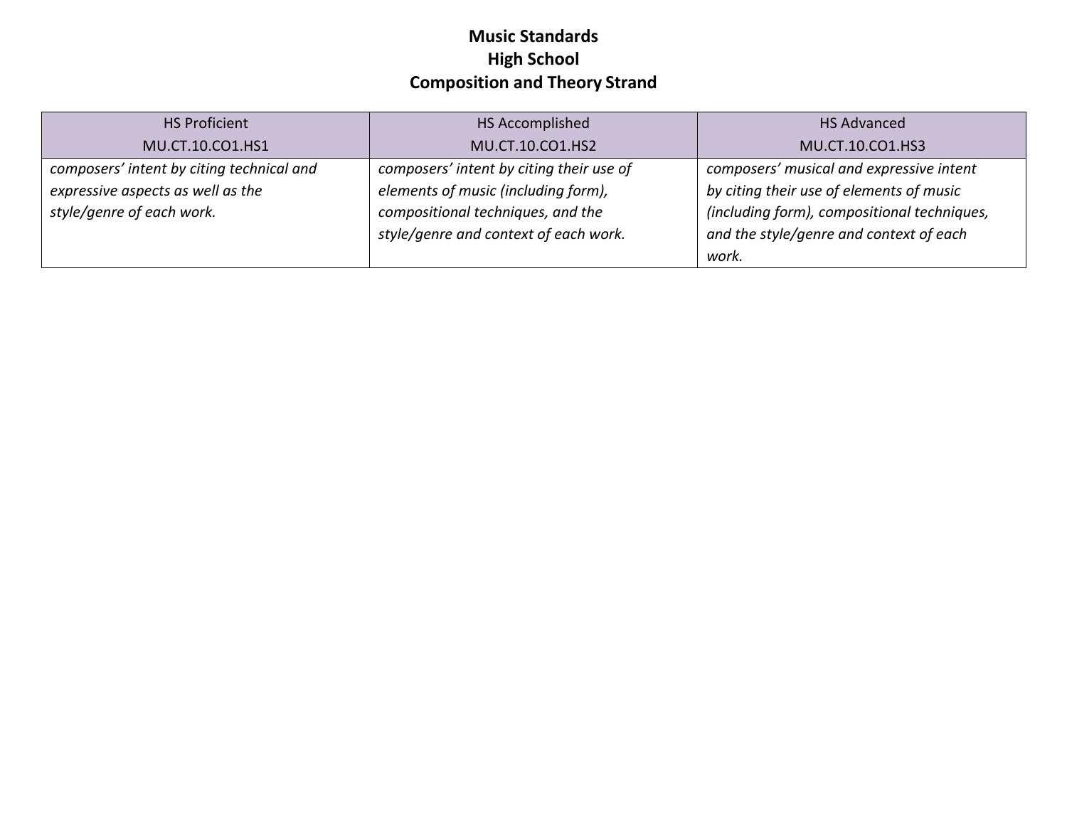**Music Standards**
**High School**
**Composition and Theory Strand**

| HS Proficient<br>MU.CT.10.CO1.HS1 | HS Accomplished<br>MU.CT.10.CO1.HS2 | HS Advanced<br>MU.CT.10.CO1.HS3 |
|---|---|---|
| *composers' intent by citing technical and expressive aspects as well as the style/genre of each work.* | *composers' intent by citing their use of elements of music (including form), compositional techniques, and the style/genre and context of each work.* | *composers' musical and expressive intent by citing their use of elements of music (including form), compositional techniques, and the style/genre and context of each work.* |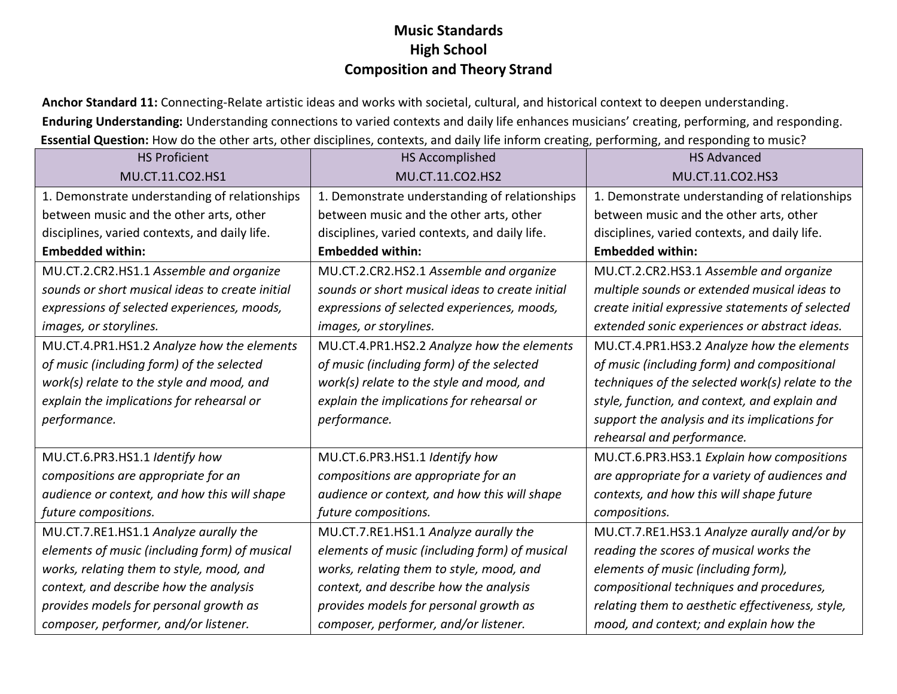# Music Standards
## High School
## Composition and Theory Strand

**Anchor Standard 11:** Connecting-Relate artistic ideas and works with societal, cultural, and historical context to deepen understanding.

**Enduring Understanding:** Understanding connections to varied contexts and daily life enhances musicians' creating, performing, and responding.

**Essential Question:** How do the other arts, other disciplines, contexts, and daily life inform creating, performing, and responding to music?

| HS Proficient<br>MU.CT.11.CO2.HS1 | HS Accomplished<br>MU.CT.11.CO2.HS2 | HS Advanced<br>MU.CT.11.CO2.HS3 |
|---|---|---|
| 1. Demonstrate understanding of relationships between music and the other arts, other disciplines, varied contexts, and daily life.<br>**Embedded within:** | 1. Demonstrate understanding of relationships between music and the other arts, other disciplines, varied contexts, and daily life.<br>**Embedded within:** | 1. Demonstrate understanding of relationships between music and the other arts, other disciplines, varied contexts, and daily life.<br>**Embedded within:** |
| MU.CT.2.CR2.HS1.1 *Assemble and organize sounds or short musical ideas to create initial expressions of selected experiences, moods, images, or storylines.* | MU.CT.2.CR2.HS2.1 *Assemble and organize sounds or short musical ideas to create initial expressions of selected experiences, moods, images, or storylines.* | MU.CT.2.CR2.HS3.1 *Assemble and organize multiple sounds or extended musical ideas to create initial expressive statements of selected extended sonic experiences or abstract ideas.* |
| MU.CT.4.PR1.HS1.2 *Analyze how the elements of music (including form) of the selected work(s) relate to the style and mood, and explain the implications for rehearsal or performance.* | MU.CT.4.PR1.HS2.2 *Analyze how the elements of music (including form) of the selected work(s) relate to the style and mood, and explain the implications for rehearsal or performance.* | MU.CT.4.PR1.HS3.2 *Analyze how the elements of music (including form) and compositional techniques of the selected work(s) relate to the style, function, and context, and explain and support the analysis and its implications for rehearsal and performance.* |
| MU.CT.6.PR3.HS1.1 *Identify how compositions are appropriate for an audience or context, and how this will shape future compositions.* | MU.CT.6.PR3.HS1.1 *Identify how compositions are appropriate for an audience or context, and how this will shape future compositions.* | MU.CT.6.PR3.HS3.1 *Explain how compositions are appropriate for a variety of audiences and contexts, and how this will shape future compositions.* |
| MU.CT.7.RE1.HS1.1 *Analyze aurally the elements of music (including form) of musical works, relating them to style, mood, and context, and describe how the analysis provides models for personal growth as composer, performer, and/or listener.* | MU.CT.7.RE1.HS1.1 *Analyze aurally the elements of music (including form) of musical works, relating them to style, mood, and context, and describe how the analysis provides models for personal growth as composer, performer, and/or listener.* | MU.CT.7.RE1.HS3.1 *Analyze aurally and/or by reading the scores of musical works the elements of music (including form), compositional techniques and procedures, relating them to aesthetic effectiveness, style, mood, and context; and explain how the* |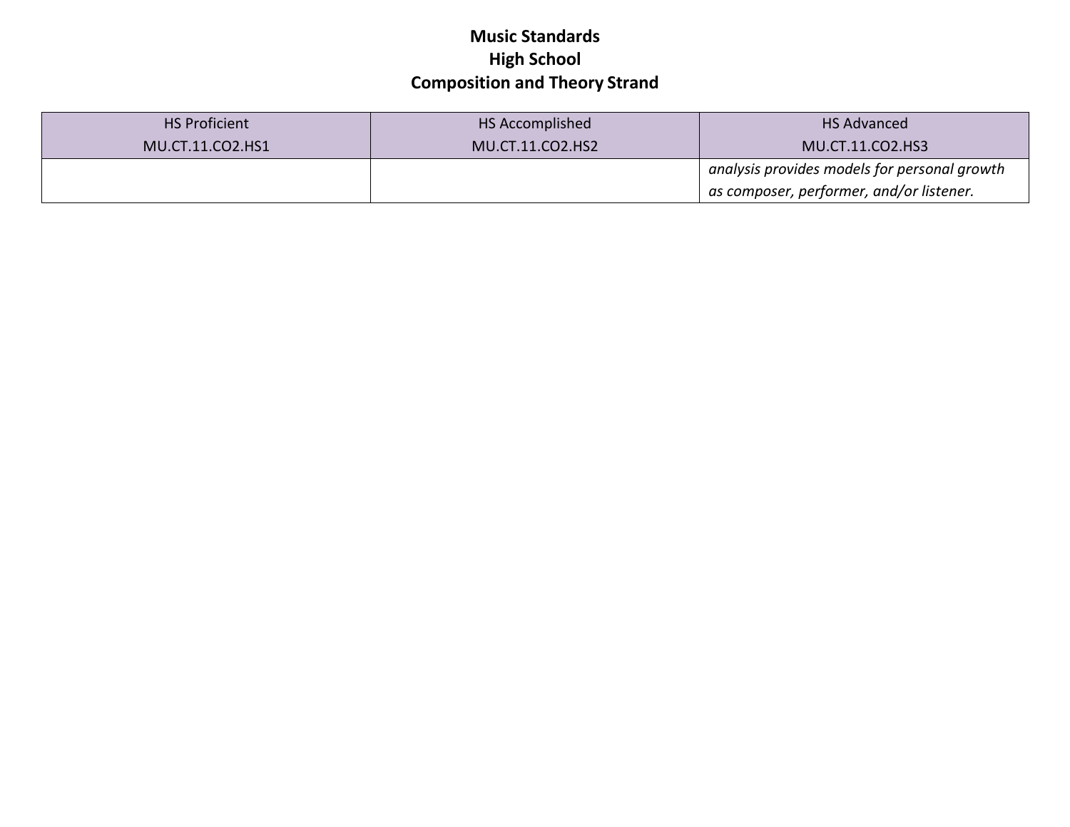**Music Standards**
**High School**
**Composition and Theory Strand**

| HS Proficient<br>MU.CT.11.CO2.HS1 | HS Accomplished<br>MU.CT.11.CO2.HS2 | HS Advanced<br>MU.CT.11.CO2.HS3 |
|---|---|---|
| | | *analysis provides models for personal growth as composer, performer, and/or listener.* |